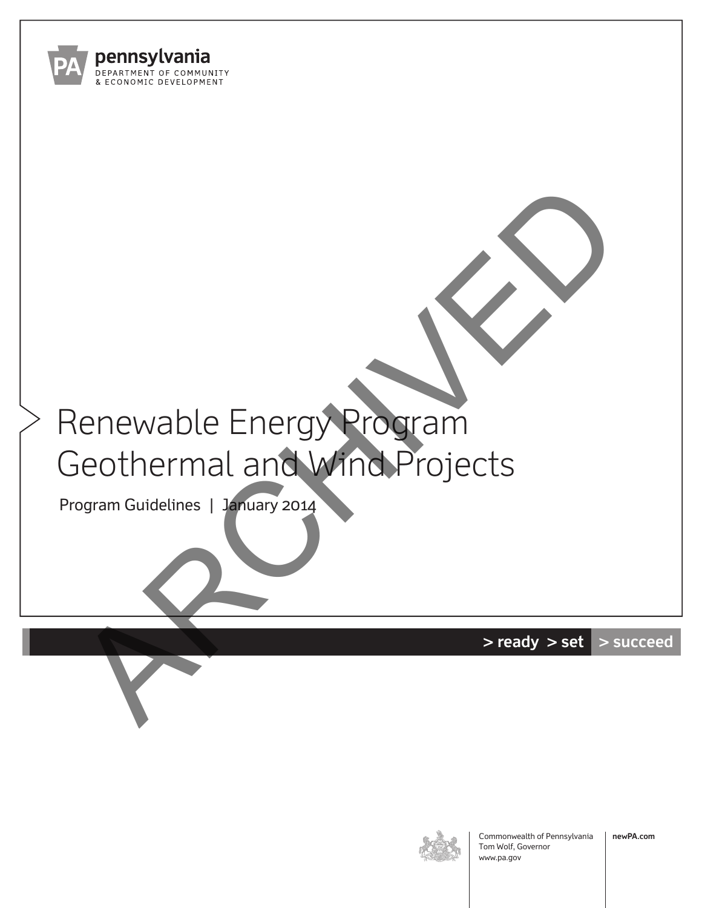pennsylvania
DEPARTMENT OF COMMUNITY
& ECONOMIC DEVELOPMENT

ARCHIVED

# Renewable Energy Program Geothermal and Wind Projects

Program Guidelines | January 2014

> ready > set > succeed

Commonwealth of Pennsylvania
Tom Wolf, Governor
www.pa.gov

newPA.com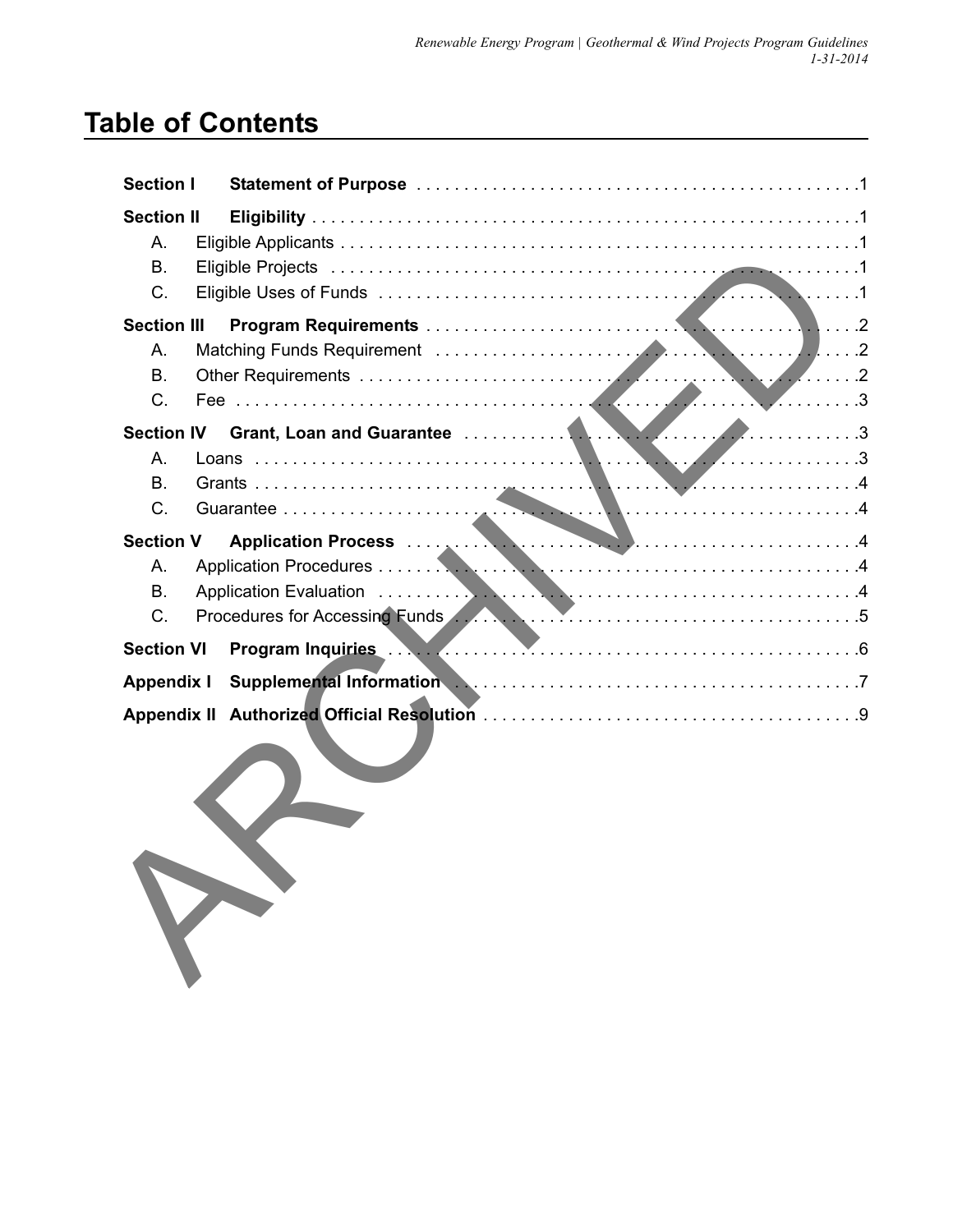# Table of Contents

| | | |
|---|---|---|
| **Section I** | **Statement of Purpose** | 1 |
| **Section II** | **Eligibility** | 1 |
| A. | Eligible Applicants | 1 |
| B. | Eligible Projects | 1 |
| C. | Eligible Uses of Funds | 1 |
| **Section III** | **Program Requirements** | 2 |
| A. | Matching Funds Requirement | 2 |
| B. | Other Requirements | 2 |
| C. | Fee | 3 |
| **Section IV** | **Grant, Loan and Guarantee** | 3 |
| A. | Loans | 3 |
| B. | Grants | 4 |
| C. | Guarantee | 4 |
| **Section V** | **Application Process** | 4 |
| A. | Application Procedures | 4 |
| B. | Application Evaluation | 4 |
| C. | Procedures for Accessing Funds | 5 |
| **Section VI** | **Program Inquiries** | 6 |
| **Appendix I** | **Supplemental Information** | 7 |
| **Appendix II** | **Authorized Official Resolution** | 9 |

ARCHIVED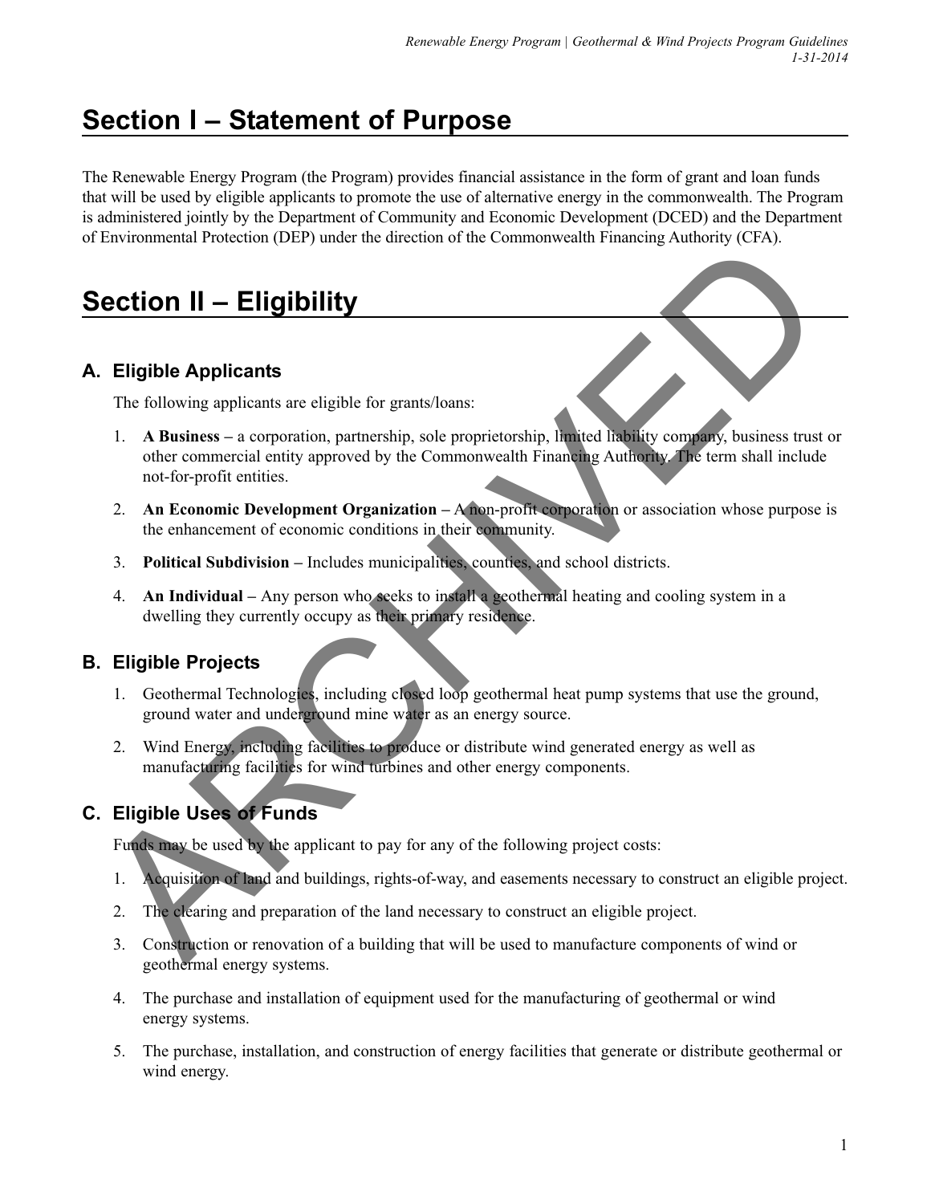# Section I – Statement of Purpose

The Renewable Energy Program (the Program) provides financial assistance in the form of grant and loan funds that will be used by eligible applicants to promote the use of alternative energy in the commonwealth. The Program is administered jointly by the Department of Community and Economic Development (DCED) and the Department of Environmental Protection (DEP) under the direction of the Commonwealth Financing Authority (CFA).

# Section II – Eligibility

## A. Eligible Applicants

The following applicants are eligible for grants/loans:

1. **A Business –** a corporation, partnership, sole proprietorship, limited liability company, business trust or other commercial entity approved by the Commonwealth Financing Authority. The term shall include not-for-profit entities.
2. **An Economic Development Organization –** A non-profit corporation or association whose purpose is the enhancement of economic conditions in their community.
3. **Political Subdivision –** Includes municipalities, counties, and school districts.
4. **An Individual –** Any person who seeks to install a geothermal heating and cooling system in a dwelling they currently occupy as their primary residence.

## B. Eligible Projects

1. Geothermal Technologies, including closed loop geothermal heat pump systems that use the ground, ground water and underground mine water as an energy source.
2. Wind Energy, including facilities to produce or distribute wind generated energy as well as manufacturing facilities for wind turbines and other energy components.

## C. Eligible Uses of Funds

Funds may be used by the applicant to pay for any of the following project costs:

1. Acquisition of land and buildings, rights-of-way, and easements necessary to construct an eligible project.
2. The clearing and preparation of the land necessary to construct an eligible project.
3. Construction or renovation of a building that will be used to manufacture components of wind or geothermal energy systems.
4. The purchase and installation of equipment used for the manufacturing of geothermal or wind energy systems.
5. The purchase, installation, and construction of energy facilities that generate or distribute geothermal or wind energy.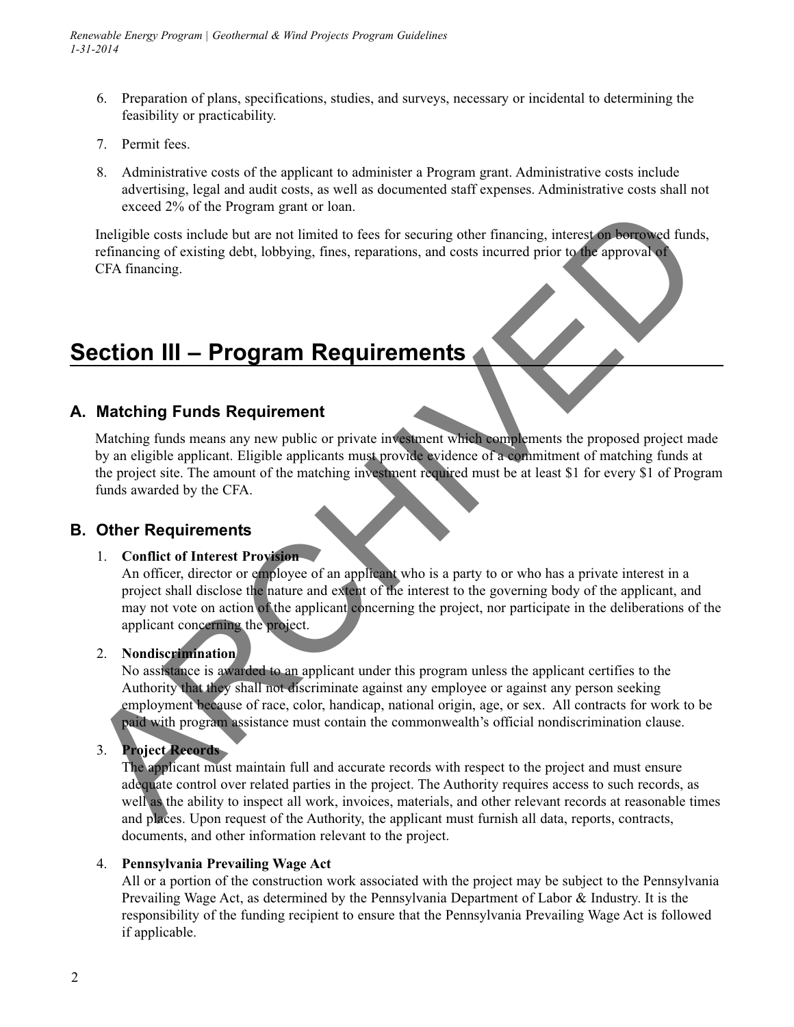6. Preparation of plans, specifications, studies, and surveys, necessary or incidental to determining the feasibility or practicability.

7. Permit fees.

8. Administrative costs of the applicant to administer a Program grant. Administrative costs include advertising, legal and audit costs, as well as documented staff expenses. Administrative costs shall not exceed 2% of the Program grant or loan.

Ineligible costs include but are not limited to fees for securing other financing, interest on borrowed funds, refinancing of existing debt, lobbying, fines, reparations, and costs incurred prior to the approval of CFA financing.

# Section III – Program Requirements

## A. Matching Funds Requirement

Matching funds means any new public or private investment which complements the proposed project made by an eligible applicant. Eligible applicants must provide evidence of a commitment of matching funds at the project site. The amount of the matching investment required must be at least $1 for every $1 of Program funds awarded by the CFA.

## B. Other Requirements

1. **Conflict of Interest Provision**
   An officer, director or employee of an applicant who is a party to or who has a private interest in a project shall disclose the nature and extent of the interest to the governing body of the applicant, and may not vote on action of the applicant concerning the project, nor participate in the deliberations of the applicant concerning the project.

2. **Nondiscrimination**
   No assistance is awarded to an applicant under this program unless the applicant certifies to the Authority that they shall not discriminate against any employee or against any person seeking employment because of race, color, handicap, national origin, age, or sex. All contracts for work to be paid with program assistance must contain the commonwealth's official nondiscrimination clause.

3. **Project Records**
   The applicant must maintain full and accurate records with respect to the project and must ensure adequate control over related parties in the project. The Authority requires access to such records, as well as the ability to inspect all work, invoices, materials, and other relevant records at reasonable times and places. Upon request of the Authority, the applicant must furnish all data, reports, contracts, documents, and other information relevant to the project.

4. **Pennsylvania Prevailing Wage Act**
   All or a portion of the construction work associated with the project may be subject to the Pennsylvania Prevailing Wage Act, as determined by the Pennsylvania Department of Labor & Industry. It is the responsibility of the funding recipient to ensure that the Pennsylvania Prevailing Wage Act is followed if applicable.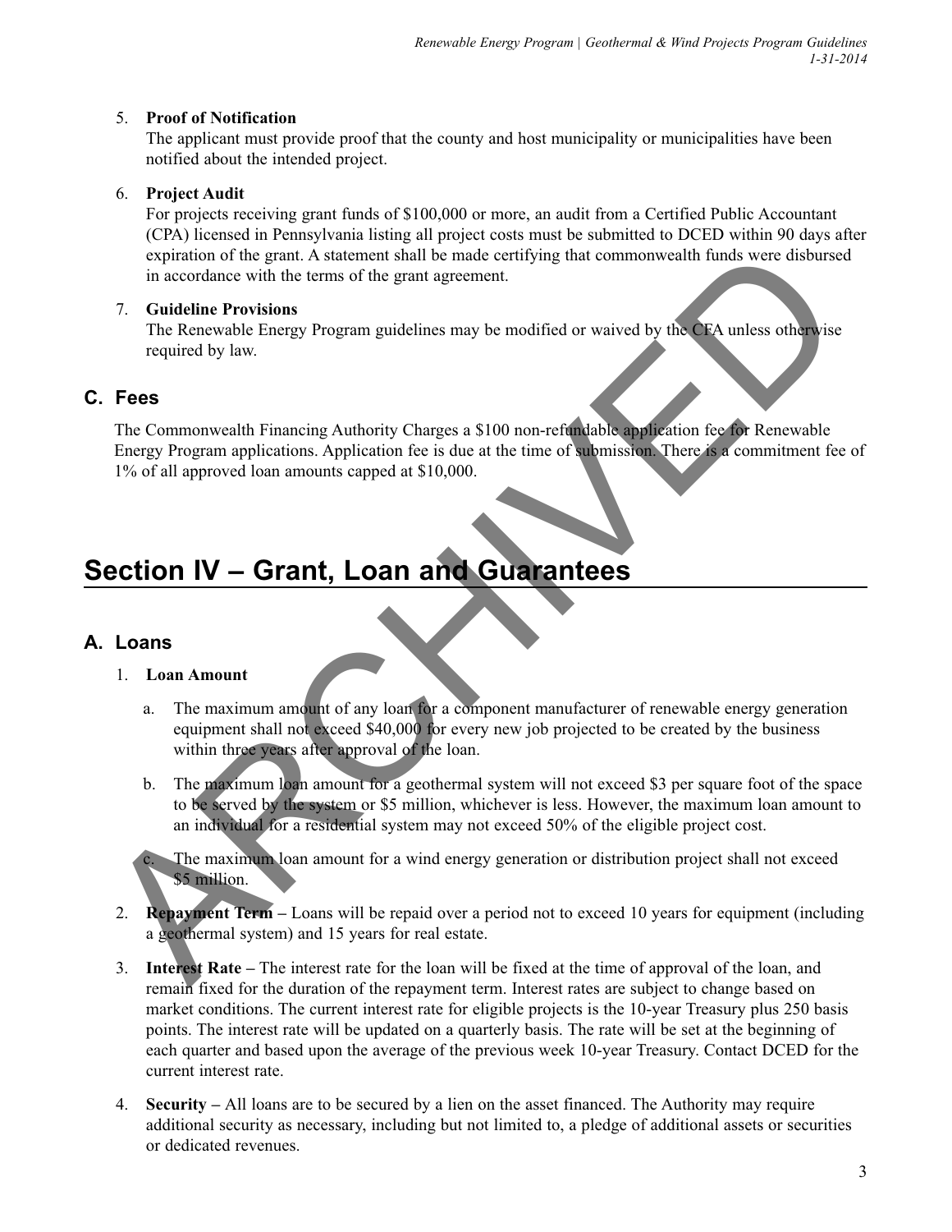5. **Proof of Notification**
   The applicant must provide proof that the county and host municipality or municipalities have been notified about the intended project.

6. **Project Audit**
   For projects receiving grant funds of $100,000 or more, an audit from a Certified Public Accountant (CPA) licensed in Pennsylvania listing all project costs must be submitted to DCED within 90 days after expiration of the grant. A statement shall be made certifying that commonwealth funds were disbursed in accordance with the terms of the grant agreement.

7. **Guideline Provisions**
   The Renewable Energy Program guidelines may be modified or waived by the CFA unless otherwise required by law.

## C. Fees

The Commonwealth Financing Authority Charges a $100 non-refundable application fee for Renewable Energy Program applications. Application fee is due at the time of submission. There is a commitment fee of 1% of all approved loan amounts capped at $10,000.

# Section IV – Grant, Loan and Guarantees

## A. Loans

1. **Loan Amount**

   a. The maximum amount of any loan for a component manufacturer of renewable energy generation equipment shall not exceed $40,000 for every new job projected to be created by the business within three years after approval of the loan.

   b. The maximum loan amount for a geothermal system will not exceed $3 per square foot of the space to be served by the system or $5 million, whichever is less. However, the maximum loan amount to an individual for a residential system may not exceed 50% of the eligible project cost.

   c. The maximum loan amount for a wind energy generation or distribution project shall not exceed $5 million.

2. **Repayment Term –** Loans will be repaid over a period not to exceed 10 years for equipment (including a geothermal system) and 15 years for real estate.

3. **Interest Rate –** The interest rate for the loan will be fixed at the time of approval of the loan, and remain fixed for the duration of the repayment term. Interest rates are subject to change based on market conditions. The current interest rate for eligible projects is the 10-year Treasury plus 250 basis points. The interest rate will be updated on a quarterly basis. The rate will be set at the beginning of each quarter and based upon the average of the previous week 10-year Treasury. Contact DCED for the current interest rate.

4. **Security –** All loans are to be secured by a lien on the asset financed. The Authority may require additional security as necessary, including but not limited to, a pledge of additional assets or securities or dedicated revenues.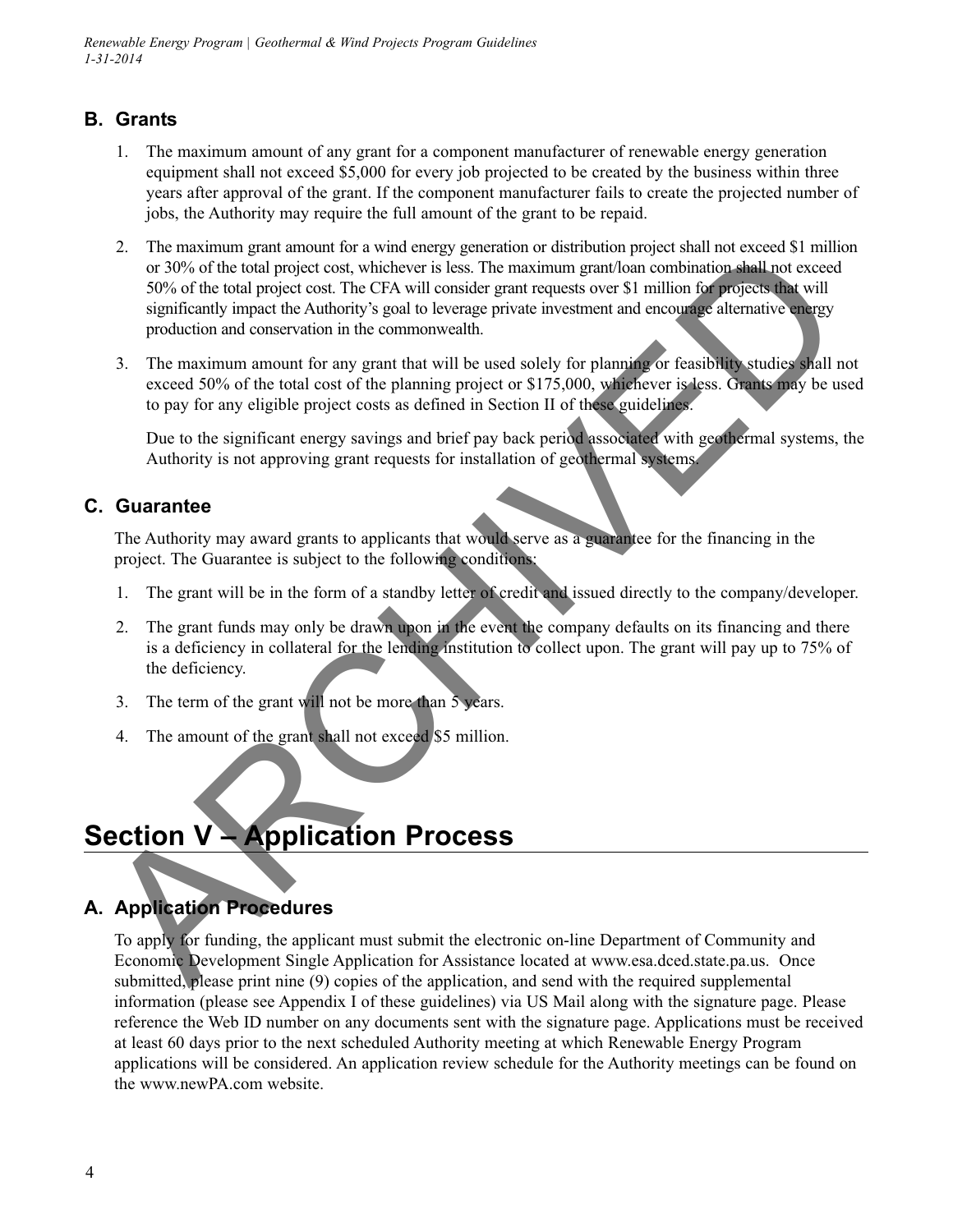## B. Grants

1. The maximum amount of any grant for a component manufacturer of renewable energy generation equipment shall not exceed $5,000 for every job projected to be created by the business within three years after approval of the grant. If the component manufacturer fails to create the projected number of jobs, the Authority may require the full amount of the grant to be repaid.

2. The maximum grant amount for a wind energy generation or distribution project shall not exceed $1 million or 30% of the total project cost, whichever is less. The maximum grant/loan combination shall not exceed 50% of the total project cost. The CFA will consider grant requests over $1 million for projects that will significantly impact the Authority's goal to leverage private investment and encourage alternative energy production and conservation in the commonwealth.

3. The maximum amount for any grant that will be used solely for planning or feasibility studies shall not exceed 50% of the total cost of the planning project or $175,000, whichever is less. Grants may be used to pay for any eligible project costs as defined in Section II of these guidelines.

   Due to the significant energy savings and brief pay back period associated with geothermal systems, the Authority is not approving grant requests for installation of geothermal systems.

## C. Guarantee

The Authority may award grants to applicants that would serve as a guarantee for the financing in the project. The Guarantee is subject to the following conditions:

1. The grant will be in the form of a standby letter of credit and issued directly to the company/developer.
2. The grant funds may only be drawn upon in the event the company defaults on its financing and there is a deficiency in collateral for the lending institution to collect upon. The grant will pay up to 75% of the deficiency.
3. The term of the grant will not be more than 5 years.
4. The amount of the grant shall not exceed $5 million.

# Section V – Application Process

## A. Application Procedures

To apply for funding, the applicant must submit the electronic on-line Department of Community and Economic Development Single Application for Assistance located at www.esa.dced.state.pa.us. Once submitted, please print nine (9) copies of the application, and send with the required supplemental information (please see Appendix I of these guidelines) via US Mail along with the signature page. Please reference the Web ID number on any documents sent with the signature page. Applications must be received at least 60 days prior to the next scheduled Authority meeting at which Renewable Energy Program applications will be considered. An application review schedule for the Authority meetings can be found on the www.newPA.com website.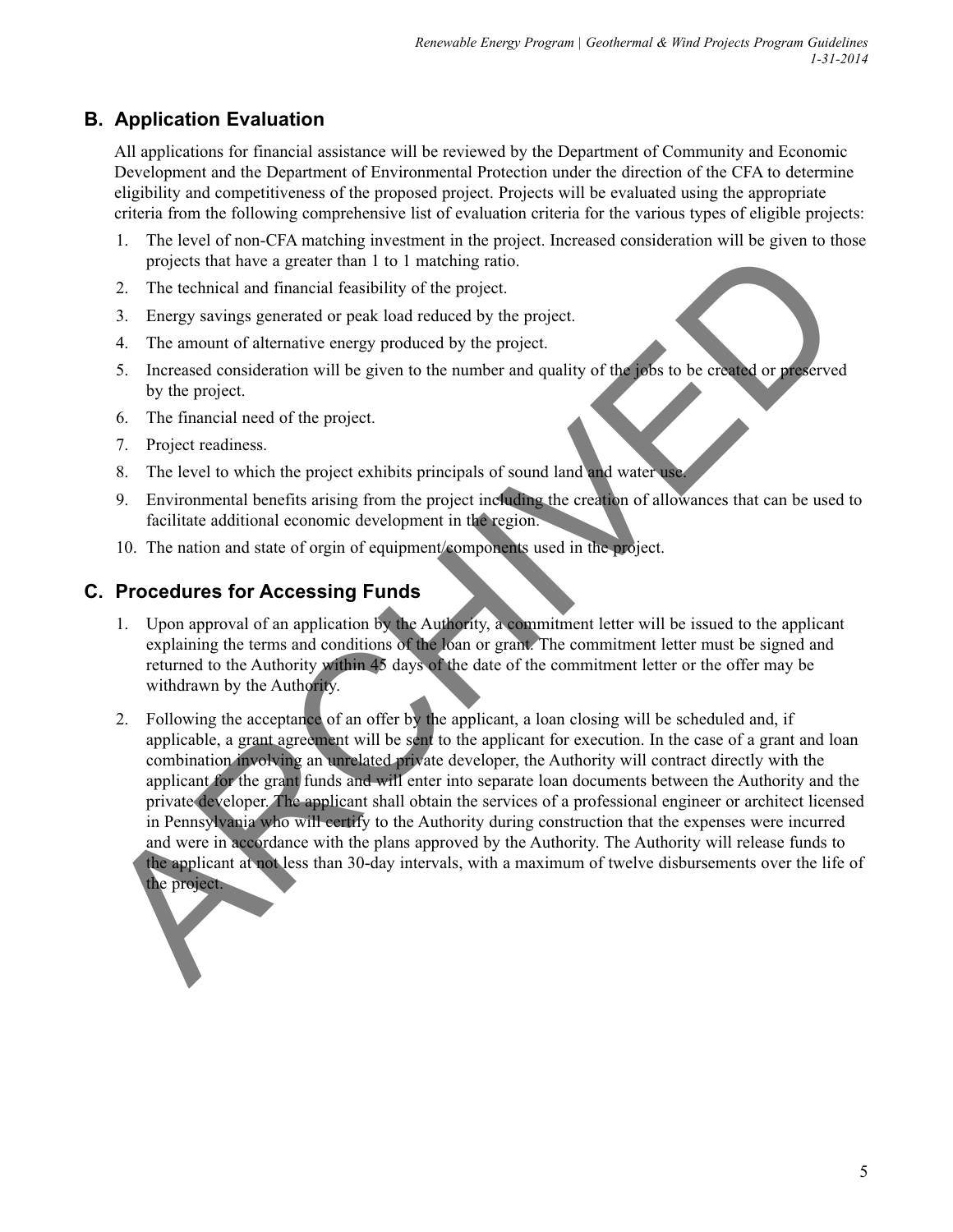## B. Application Evaluation

All applications for financial assistance will be reviewed by the Department of Community and Economic Development and the Department of Environmental Protection under the direction of the CFA to determine eligibility and competitiveness of the proposed project. Projects will be evaluated using the appropriate criteria from the following comprehensive list of evaluation criteria for the various types of eligible projects:

1. The level of non-CFA matching investment in the project. Increased consideration will be given to those projects that have a greater than 1 to 1 matching ratio.
2. The technical and financial feasibility of the project.
3. Energy savings generated or peak load reduced by the project.
4. The amount of alternative energy produced by the project.
5. Increased consideration will be given to the number and quality of the jobs to be created or preserved by the project.
6. The financial need of the project.
7. Project readiness.
8. The level to which the project exhibits principals of sound land and water use.
9. Environmental benefits arising from the project including the creation of allowances that can be used to facilitate additional economic development in the region.
10. The nation and state of orgin of equipment/components used in the project.

## C. Procedures for Accessing Funds

1. Upon approval of an application by the Authority, a commitment letter will be issued to the applicant explaining the terms and conditions of the loan or grant. The commitment letter must be signed and returned to the Authority within 45 days of the date of the commitment letter or the offer may be withdrawn by the Authority.
2. Following the acceptance of an offer by the applicant, a loan closing will be scheduled and, if applicable, a grant agreement will be sent to the applicant for execution. In the case of a grant and loan combination involving an unrelated private developer, the Authority will contract directly with the applicant for the grant funds and will enter into separate loan documents between the Authority and the private developer. The applicant shall obtain the services of a professional engineer or architect licensed in Pennsylvania who will certify to the Authority during construction that the expenses were incurred and were in accordance with the plans approved by the Authority. The Authority will release funds to the applicant at not less than 30-day intervals, with a maximum of twelve disbursements over the life of the project.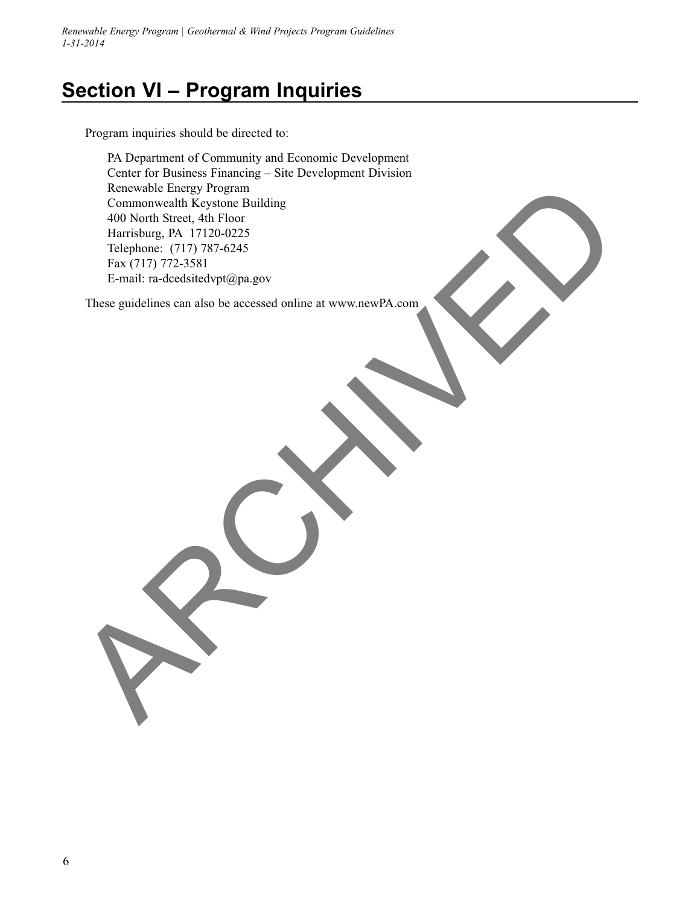# Section VI – Program Inquiries

Program inquiries should be directed to:

PA Department of Community and Economic Development
Center for Business Financing – Site Development Division
Renewable Energy Program
Commonwealth Keystone Building
400 North Street, 4th Floor
Harrisburg, PA 17120-0225
Telephone: (717) 787-6245
Fax (717) 772-3581
E-mail: ra-dcedsitedvpt@pa.gov

These guidelines can also be accessed online at www.newPA.com

ARCHIVED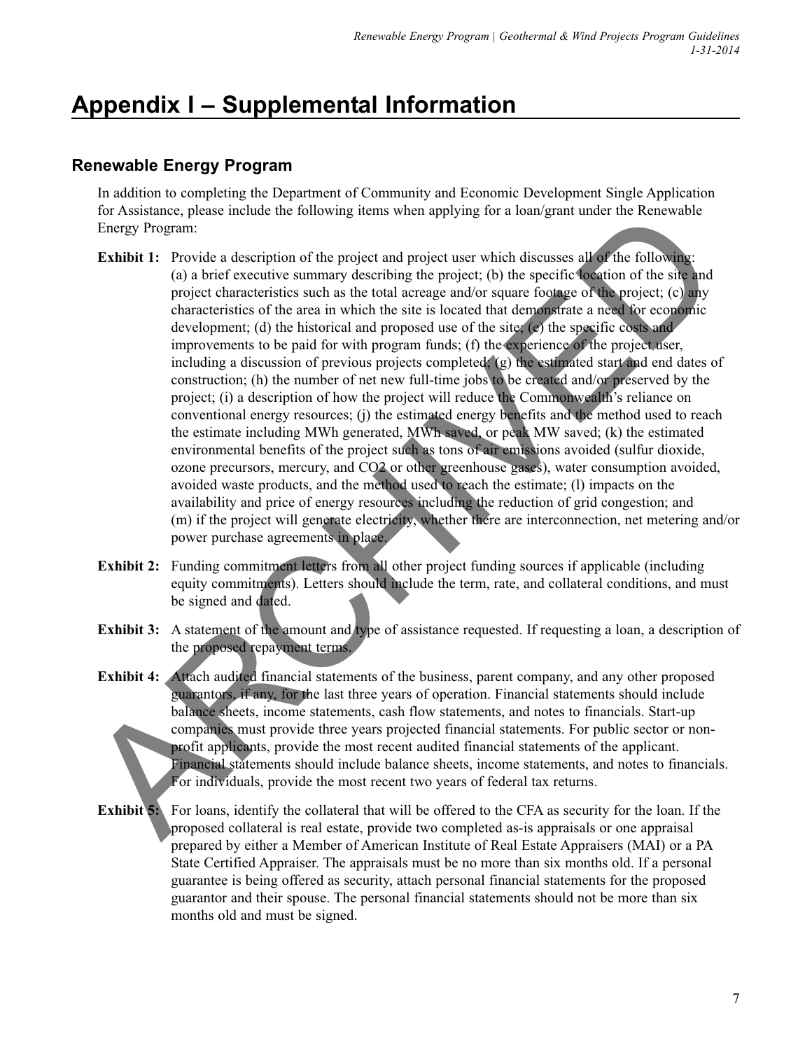# Appendix I – Supplemental Information

## Renewable Energy Program

In addition to completing the Department of Community and Economic Development Single Application for Assistance, please include the following items when applying for a loan/grant under the Renewable Energy Program:

**Exhibit 1:** Provide a description of the project and project user which discusses all of the following: (a) a brief executive summary describing the project; (b) the specific location of the site and project characteristics such as the total acreage and/or square footage of the project; (c) any characteristics of the area in which the site is located that demonstrate a need for economic development; (d) the historical and proposed use of the site; (e) the specific costs and improvements to be paid for with program funds; (f) the experience of the project user, including a discussion of previous projects completed; (g) the estimated start and end dates of construction; (h) the number of net new full-time jobs to be created and/or preserved by the project; (i) a description of how the project will reduce the Commonwealth's reliance on conventional energy resources; (j) the estimated energy benefits and the method used to reach the estimate including MWh generated, MWh saved, or peak MW saved; (k) the estimated environmental benefits of the project such as tons of air emissions avoided (sulfur dioxide, ozone precursors, mercury, and $CO_2$ or other greenhouse gases), water consumption avoided, avoided waste products, and the method used to reach the estimate; (l) impacts on the availability and price of energy resources including the reduction of grid congestion; and (m) if the project will generate electricity, whether there are interconnection, net metering and/or power purchase agreements in place.

**Exhibit 2:** Funding commitment letters from all other project funding sources if applicable (including equity commitments). Letters should include the term, rate, and collateral conditions, and must be signed and dated.

**Exhibit 3:** A statement of the amount and type of assistance requested. If requesting a loan, a description of the proposed repayment terms.

**Exhibit 4:** Attach audited financial statements of the business, parent company, and any other proposed guarantors, if any, for the last three years of operation. Financial statements should include balance sheets, income statements, cash flow statements, and notes to financials. Start-up companies must provide three years projected financial statements. For public sector or non-profit applicants, provide the most recent audited financial statements of the applicant. Financial statements should include balance sheets, income statements, and notes to financials. For individuals, provide the most recent two years of federal tax returns.

**Exhibit 5:** For loans, identify the collateral that will be offered to the CFA as security for the loan. If the proposed collateral is real estate, provide two completed as-is appraisals or one appraisal prepared by either a Member of American Institute of Real Estate Appraisers (MAI) or a PA State Certified Appraiser. The appraisals must be no more than six months old. If a personal guarantee is being offered as security, attach personal financial statements for the proposed guarantor and their spouse. The personal financial statements should not be more than six months old and must be signed.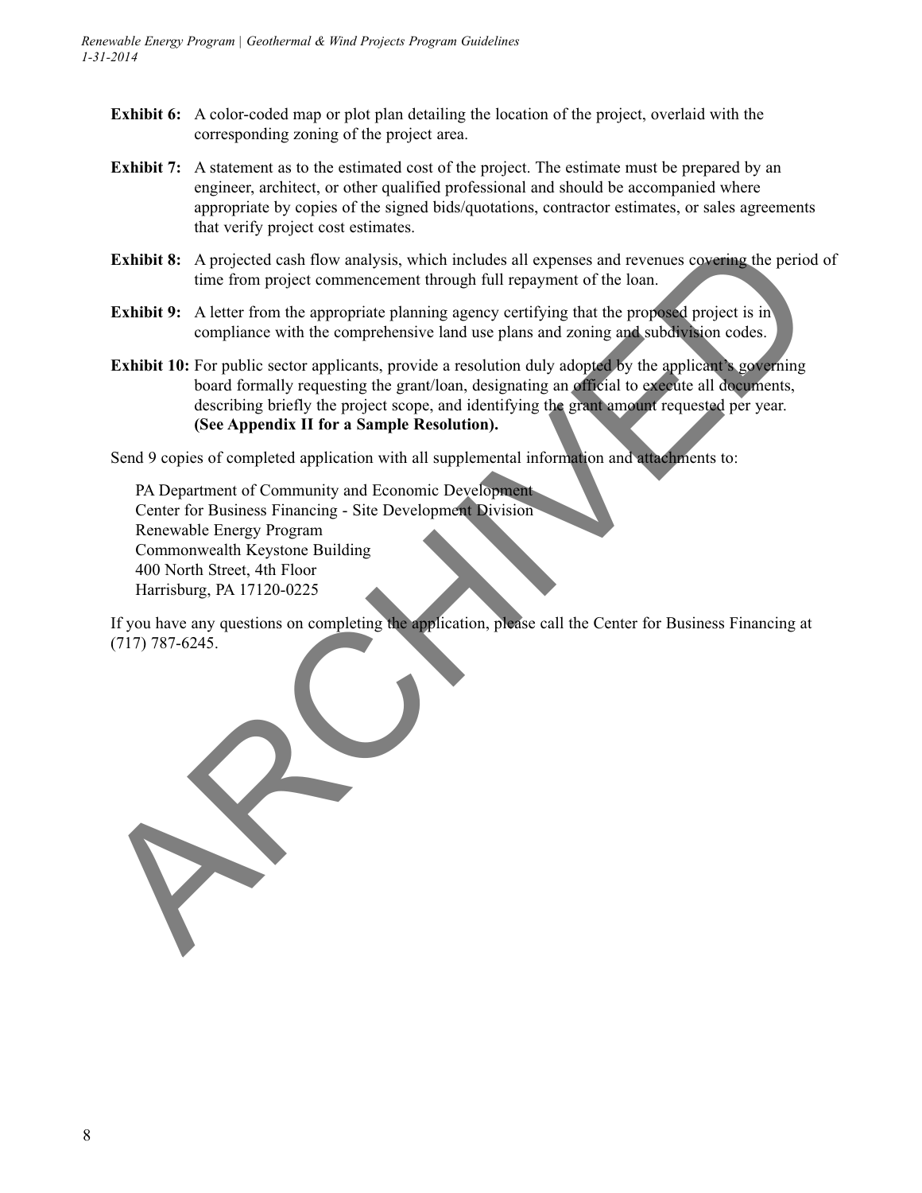**Exhibit 6:** A color-coded map or plot plan detailing the location of the project, overlaid with the corresponding zoning of the project area.

**Exhibit 7:** A statement as to the estimated cost of the project. The estimate must be prepared by an engineer, architect, or other qualified professional and should be accompanied where appropriate by copies of the signed bids/quotations, contractor estimates, or sales agreements that verify project cost estimates.

**Exhibit 8:** A projected cash flow analysis, which includes all expenses and revenues covering the period of time from project commencement through full repayment of the loan.

**Exhibit 9:** A letter from the appropriate planning agency certifying that the proposed project is in compliance with the comprehensive land use plans and zoning and subdivision codes.

**Exhibit 10:** For public sector applicants, provide a resolution duly adopted by the applicant's governing board formally requesting the grant/loan, designating an official to execute all documents, describing briefly the project scope, and identifying the grant amount requested per year. **(See Appendix II for a Sample Resolution).**

Send 9 copies of completed application with all supplemental information and attachments to:

PA Department of Community and Economic Development
Center for Business Financing - Site Development Division
Renewable Energy Program
Commonwealth Keystone Building
400 North Street, 4th Floor
Harrisburg, PA 17120-0225

If you have any questions on completing the application, please call the Center for Business Financing at (717) 787-6245.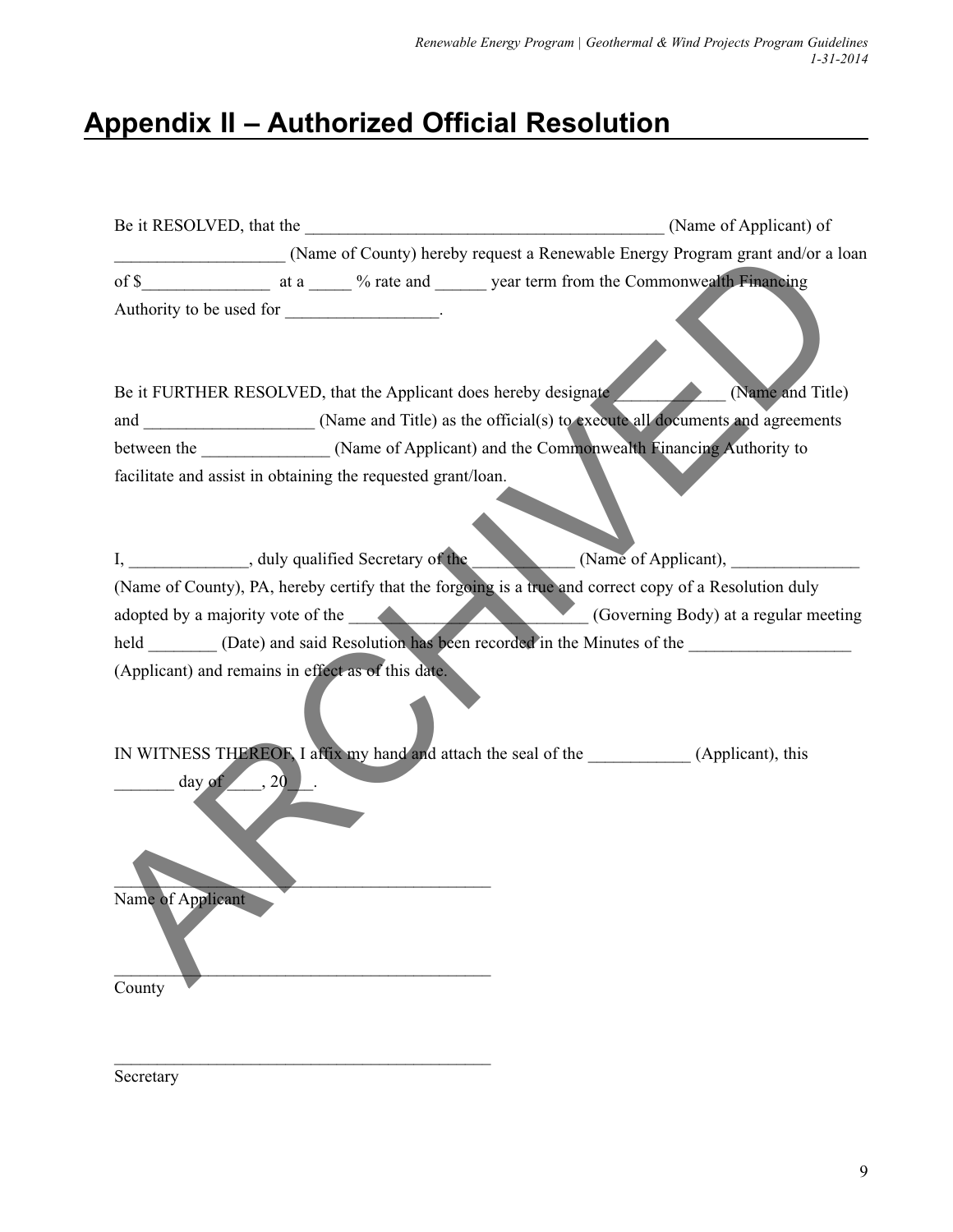## Appendix II – Authorized Official Resolution

Be it RESOLVED, that the ___________________________________________ (Name of Applicant) of ____________________ (Name of County) hereby request a Renewable Energy Program grant and/or a loan of $_______________ at a _____ % rate and ______ year term from the Commonwealth Financing Authority to be used for __________________.

Be it FURTHER RESOLVED, that the Applicant does hereby designate _____________ (Name and Title) and ____________________ (Name and Title) as the official(s) to execute all documents and agreements between the _______________ (Name of Applicant) and the Commonwealth Financing Authority to facilitate and assist in obtaining the requested grant/loan.

I, ______________, duly qualified Secretary of the ____________ (Name of Applicant), _______________ (Name of County), PA, hereby certify that the forgoing is a true and correct copy of a Resolution duly adopted by a majority vote of the ____________________________ (Governing Body) at a regular meeting held ________ (Date) and said Resolution has been recorded in the Minutes of the ___________________ (Applicant) and remains in effect as of this date.

IN WITNESS THEREOF, I affix my hand and attach the seal of the ____________ (Applicant), this _______ day of ____, 20___.

_____________________________________________
Name of Applicant

_____________________________________________
County

_____________________________________________
Secretary

ARCHIVED